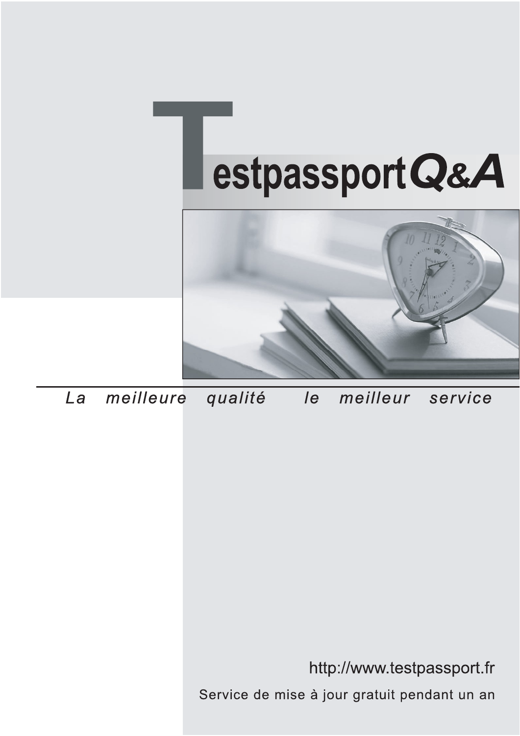# Testpassport Q&A

*La meilleure qualité le meilleur service*

http://www.testpassport.fr

Service de mise à jour gratuit pendant un an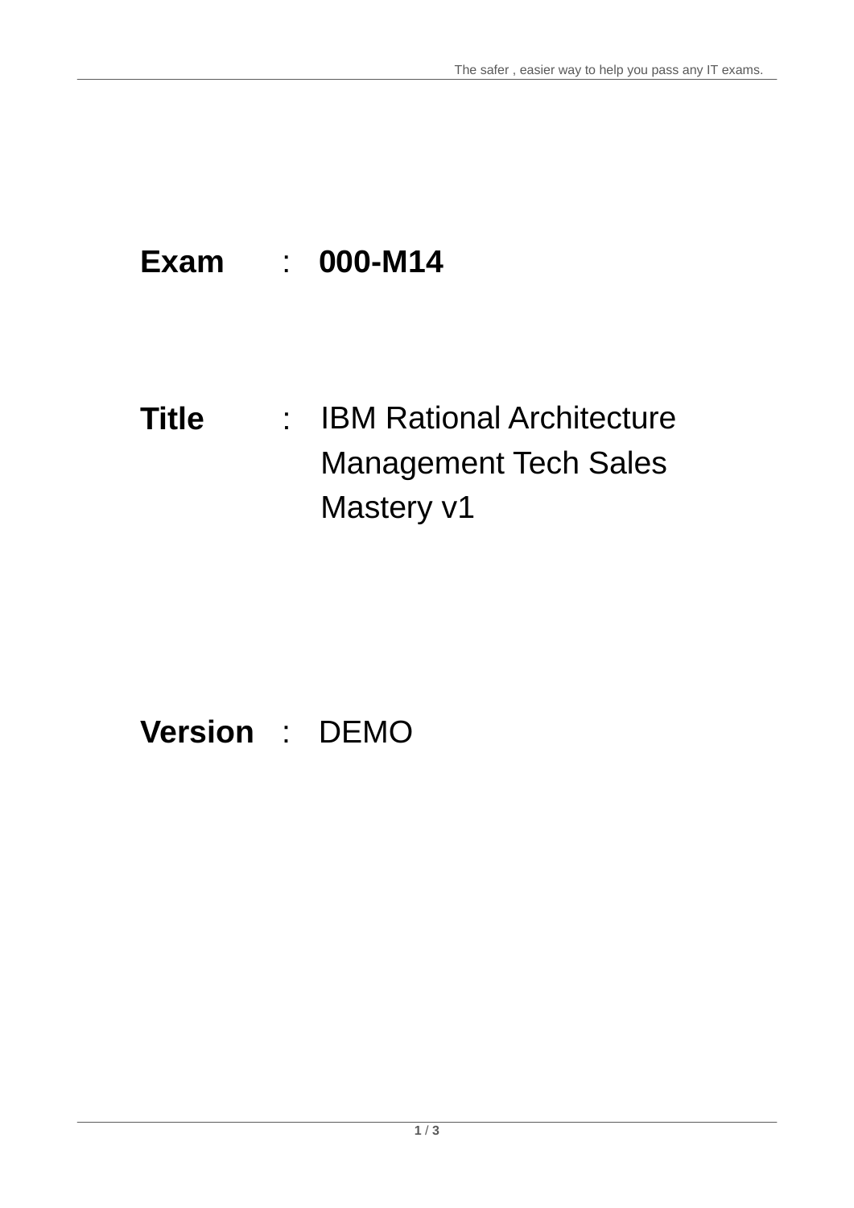**Exam** : **000-M14**

**Title** : IBM Rational Architecture Management Tech Sales Mastery v1

**Version** : DEMO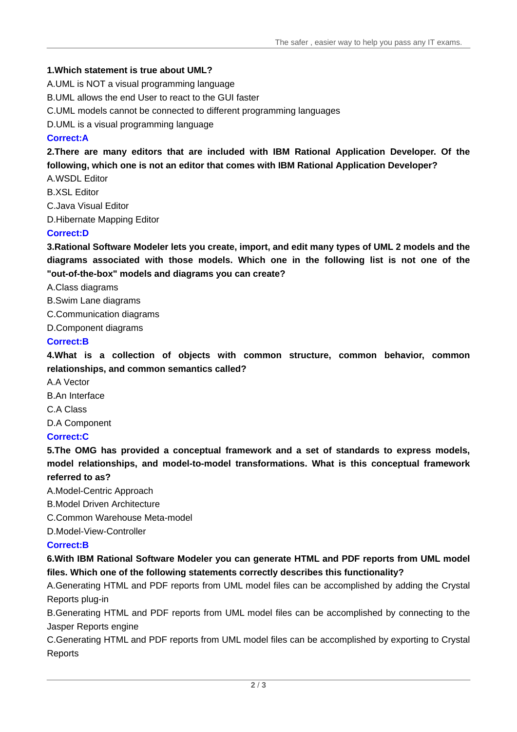**1.Which statement is true about UML?**

A.UML is NOT a visual programming language

B.UML allows the end User to react to the GUI faster

C.UML models cannot be connected to different programming languages

D.UML is a visual programming language

**Correct:A**

**2.There are many editors that are included with IBM Rational Application Developer. Of the following, which one is not an editor that comes with IBM Rational Application Developer?**

A.WSDL Editor

B.XSL Editor

C.Java Visual Editor

D.Hibernate Mapping Editor

**Correct:D**

**3.Rational Software Modeler lets you create, import, and edit many types of UML 2 models and the diagrams associated with those models. Which one in the following list is not one of the "out-of-the-box" models and diagrams you can create?**

A.Class diagrams

B.Swim Lane diagrams

C.Communication diagrams

D.Component diagrams

**Correct:B**

**4.What is a collection of objects with common structure, common behavior, common relationships, and common semantics called?**

A.A Vector

B.An Interface

C.A Class

D.A Component

**Correct:C**

**5.The OMG has provided a conceptual framework and a set of standards to express models, model relationships, and model-to-model transformations. What is this conceptual framework referred to as?**

A.Model-Centric Approach

B.Model Driven Architecture

C.Common Warehouse Meta-model

D.Model-View-Controller

**Correct:B**

**6.With IBM Rational Software Modeler you can generate HTML and PDF reports from UML model files. Which one of the following statements correctly describes this functionality?**

A.Generating HTML and PDF reports from UML model files can be accomplished by adding the Crystal Reports plug-in

B.Generating HTML and PDF reports from UML model files can be accomplished by connecting to the Jasper Reports engine

C.Generating HTML and PDF reports from UML model files can be accomplished by exporting to Crystal Reports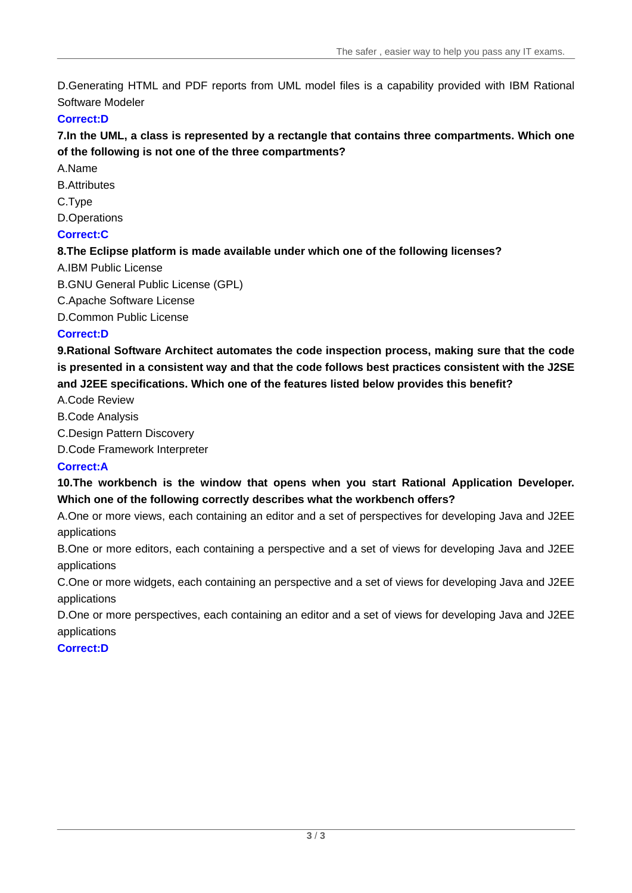D.Generating HTML and PDF reports from UML model files is a capability provided with IBM Rational Software Modeler

**Correct:D**

**7.In the UML, a class is represented by a rectangle that contains three compartments. Which one of the following is not one of the three compartments?**

A.Name

B.Attributes

C.Type

D.Operations

**Correct:C**

**8.The Eclipse platform is made available under which one of the following licenses?**

A.IBM Public License

B.GNU General Public License (GPL)

C.Apache Software License

D.Common Public License

**Correct:D**

**9.Rational Software Architect automates the code inspection process, making sure that the code is presented in a consistent way and that the code follows best practices consistent with the J2SE and J2EE specifications. Which one of the features listed below provides this benefit?**

A.Code Review

B.Code Analysis

C.Design Pattern Discovery

D.Code Framework Interpreter

**Correct:A**

**10.The workbench is the window that opens when you start Rational Application Developer. Which one of the following correctly describes what the workbench offers?**

A.One or more views, each containing an editor and a set of perspectives for developing Java and J2EE applications

B.One or more editors, each containing a perspective and a set of views for developing Java and J2EE applications

C.One or more widgets, each containing an perspective and a set of views for developing Java and J2EE applications

D.One or more perspectives, each containing an editor and a set of views for developing Java and J2EE applications

**Correct:D**